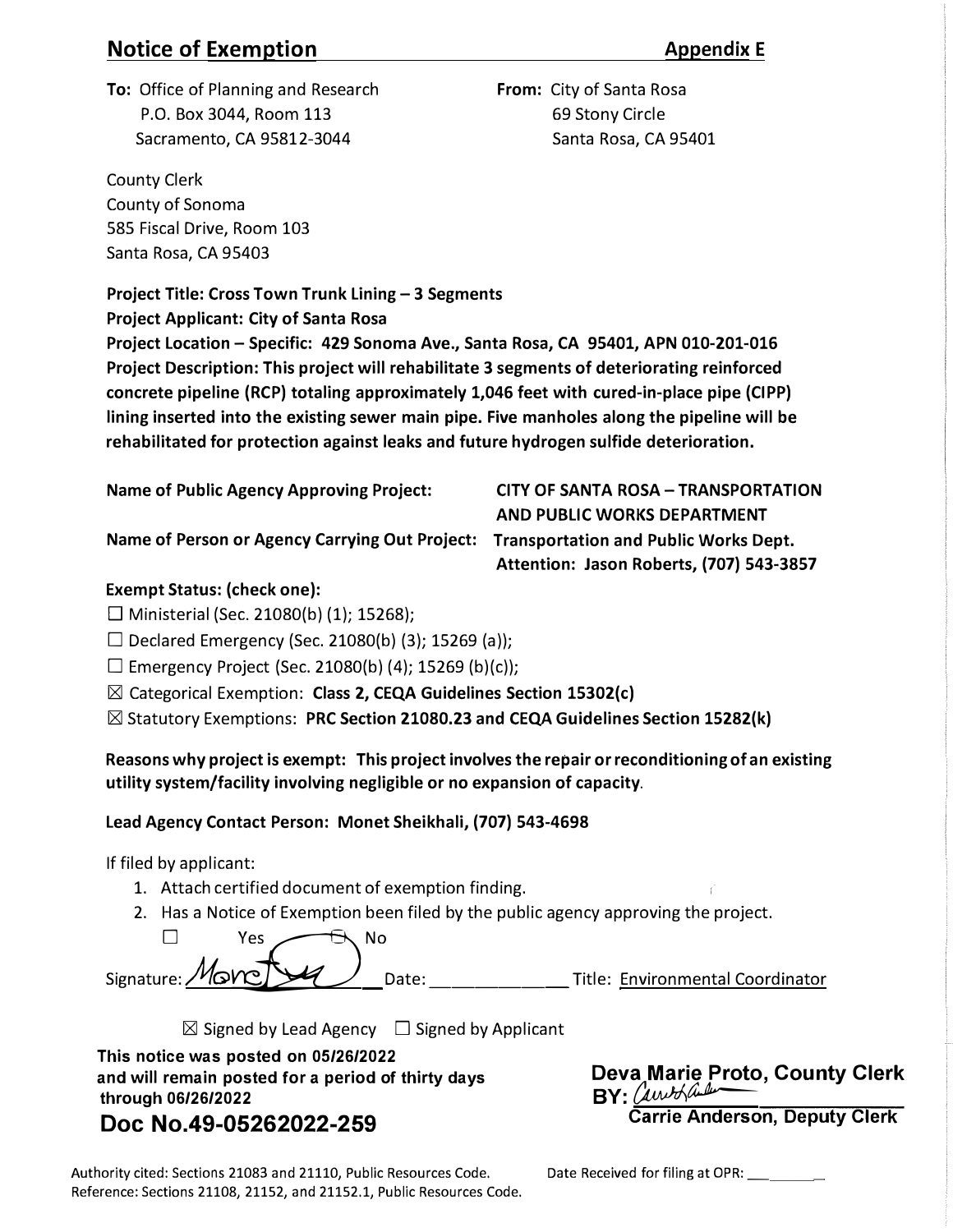# Notice of Exemption

**Appendix E**

**To:** Office of Planning and Research
P.O. Box 3044, Room 113
Sacramento, CA 95812-3044

**From:** City of Santa Rosa
69 Stony Circle
Santa Rosa, CA 95401

County Clerk
County of Sonoma
585 Fiscal Drive, Room 103
Santa Rosa, CA 95403

**Project Title: Cross Town Trunk Lining – 3 Segments**

**Project Applicant: City of Santa Rosa**

**Project Location – Specific: 429 Sonoma Ave., Santa Rosa, CA 95401, APN 010-201-016**

**Project Description: This project will rehabilitate 3 segments of deteriorating reinforced concrete pipeline (RCP) totaling approximately 1,046 feet with cured-in-place pipe (CIPP) lining inserted into the existing sewer main pipe. Five manholes along the pipeline will be rehabilitated for protection against leaks and future hydrogen sulfide deterioration.**

**Name of Public Agency Approving Project:** **CITY OF SANTA ROSA – TRANSPORTATION AND PUBLIC WORKS DEPARTMENT**

**Name of Person or Agency Carrying Out Project:** **Transportation and Public Works Dept. Attention: Jason Roberts, (707) 543-3857**

**Exempt Status: (check one):**

☐ Ministerial (Sec. 21080(b) (1); 15268);

☐ Declared Emergency (Sec. 21080(b) (3); 15269 (a));

☐ Emergency Project (Sec. 21080(b) (4); 15269 (b)(c));

☒ Categorical Exemption: **Class 2, CEQA Guidelines Section 15302(c)**

☒ Statutory Exemptions: **PRC Section 21080.23 and CEQA Guidelines Section 15282(k)**

**Reasons why project is exempt: This project involves the repair or reconditioning of an existing utility system/facility involving negligible or no expansion of capacity.**

**Lead Agency Contact Person: Monet Sheikhali, (707) 543-4698**

If filed by applicant:

1. Attach certified document of exemption finding.
2. Has a Notice of Exemption been filed by the public agency approving the project.

☐ Yes ☐ No

Signature: Monet [signature] Date: ____________ Title: Environmental Coordinator

☒ Signed by Lead Agency ☐ Signed by Applicant

**This notice was posted on 05/26/2022 and will remain posted for a period of thirty days through 06/26/2022**

**Doc No.49-05262022-259**

**Deva Marie Proto, County Clerk**
**BY:** [signature]
**Carrie Anderson, Deputy Clerk**

Authority cited: Sections 21083 and 21110, Public Resources Code.
Reference: Sections 21108, 21152, and 21152.1, Public Resources Code.

Date Received for filing at OPR: ________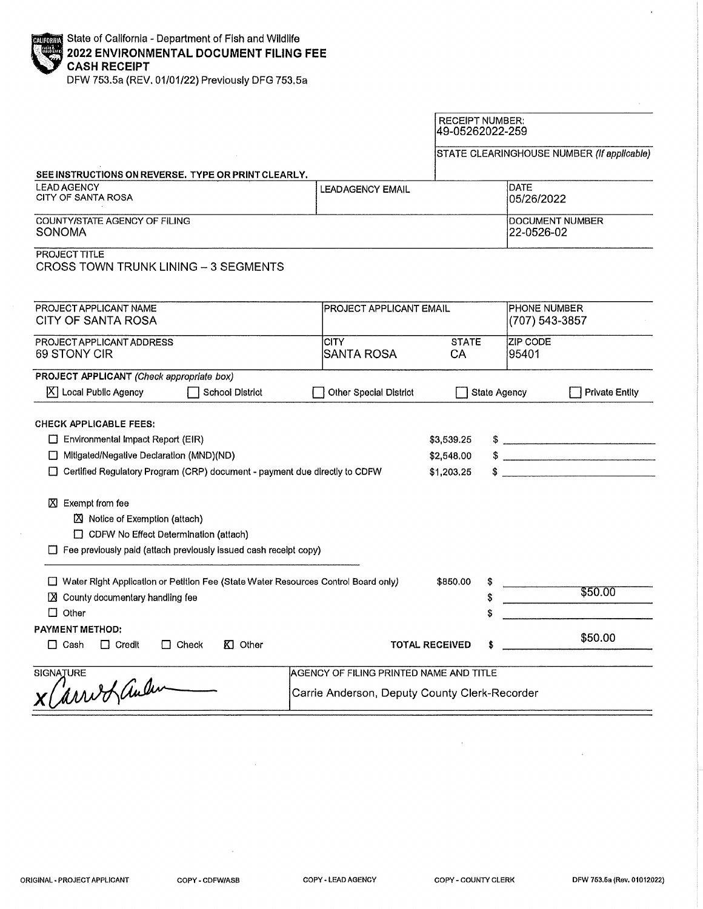State of California - Department of Fish and Wildlife

# 2022 ENVIRONMENTAL DOCUMENT FILING FEE CASH RECEIPT

DFW 753.5a (REV. 01/01/22) Previously DFG 753.5a

| RECEIPT NUMBER: | STATE CLEARINGHOUSE NUMBER (If applicable) |
|---|---|
| 49-05262022-259 | |

**SEE INSTRUCTIONS ON REVERSE. TYPE OR PRINT CLEARLY.**

| LEAD AGENCY | LEADAGENCY EMAIL | DATE |
|---|---|---|
| CITY OF SANTA ROSA | | 05/26/2022 |

| COUNTY/STATE AGENCY OF FILING | DOCUMENT NUMBER |
|---|---|
| SONOMA | 22-0526-02 |

PROJECT TITLE
CROSS TOWN TRUNK LINING – 3 SEGMENTS

| PROJECT APPLICANT NAME | PROJECT APPLICANT EMAIL | | PHONE NUMBER |
|---|---|---|---|
| CITY OF SANTA ROSA | | | (707) 543-3857 |
| **PROJECT APPLICANT ADDRESS** | **CITY** | **STATE** | **ZIP CODE** |
| 69 STONY CIR | SANTA ROSA | CA | 95401 |

**PROJECT APPLICANT** *(Check appropriate box)*

- [X] Local Public Agency
- [ ] School District
- [ ] Other Special District
- [ ] State Agency
- [ ] Private Entity

**CHECK APPLICABLE FEES:**

| | | |
|---|---|---|
| [ ] Environmental Impact Report (EIR) | $3,539.25 | $ |
| [ ] Mitigated/Negative Declaration (MND)(ND) | $2,548.00 | $ |
| [ ] Certified Regulatory Program (CRP) document - payment due directly to CDFW | $1,203.25 | $ |

- [X] Exempt from fee
  - [X] Notice of Exemption (attach)
  - [ ] CDFW No Effect Determination (attach)
- [ ] Fee previously paid (attach previously issued cash receipt copy)

| | | |
|---|---|---|
| [ ] Water Right Application or Petition Fee (State Water Resources Control Board only) | $850.00 | $ |
| [X] County documentary handling fee | | $ $50.00 |
| [ ] Other | | $ |

**PAYMENT METHOD:**

- [ ] Cash
- [ ] Credit
- [ ] Check
- [X] Other

**TOTAL RECEIVED** $ $50.00

| SIGNATURE | AGENCY OF FILING PRINTED NAME AND TITLE |
|---|---|
| x Carrie Anderson | Carrie Anderson, Deputy County Clerk-Recorder |

ORIGINAL - PROJECT APPLICANT COPY - CDFW/ASB COPY - LEAD AGENCY COPY - COUNTY CLERK DFW 753.5a (Rev. 01012022)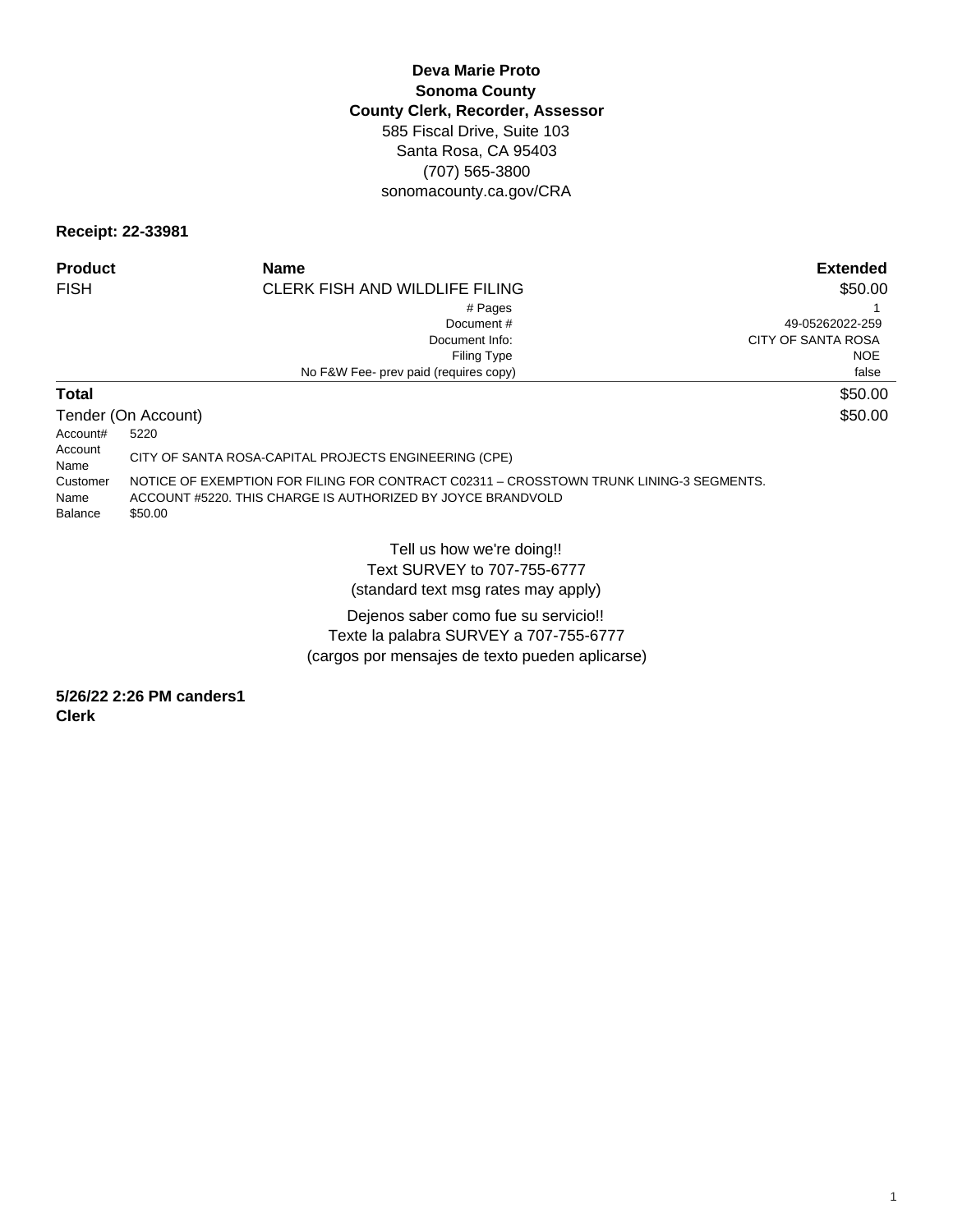**Deva Marie Proto**
**Sonoma County**
**County Clerk, Recorder, Assessor**
585 Fiscal Drive, Suite 103
Santa Rosa, CA 95403
(707) 565-3800
sonomacounty.ca.gov/CRA

**Receipt: 22-33981**

| **Product** | **Name** | **Extended** |
|---|---|---|
| FISH | CLERK FISH AND WILDLIFE FILING | $50.00 |
| | # Pages | 1 |
| | Document # | 49-05262022-259 |
| | Document Info: | CITY OF SANTA ROSA |
| | Filing Type | NOE |
| | No F&W Fee- prev paid (requires copy) | false |
| **Total** | | $50.00 |
| Tender (On Account) | | $50.00 |

| | |
|---|---|
| Account# | 5220 |
| Account Name | CITY OF SANTA ROSA-CAPITAL PROJECTS ENGINEERING (CPE) |
| Customer Name | NOTICE OF EXEMPTION FOR FILING FOR CONTRACT C02311 – CROSSTOWN TRUNK LINING-3 SEGMENTS. ACCOUNT #5220. THIS CHARGE IS AUTHORIZED BY JOYCE BRANDVOLD |
| Balance | $50.00 |

Tell us how we're doing!!
Text SURVEY to 707-755-6777
(standard text msg rates may apply)

Dejenos saber como fue su servicio!!
Texte la palabra SURVEY a 707-755-6777
(cargos por mensajes de texto pueden aplicarse)

**5/26/22 2:26 PM canders1**
**Clerk**